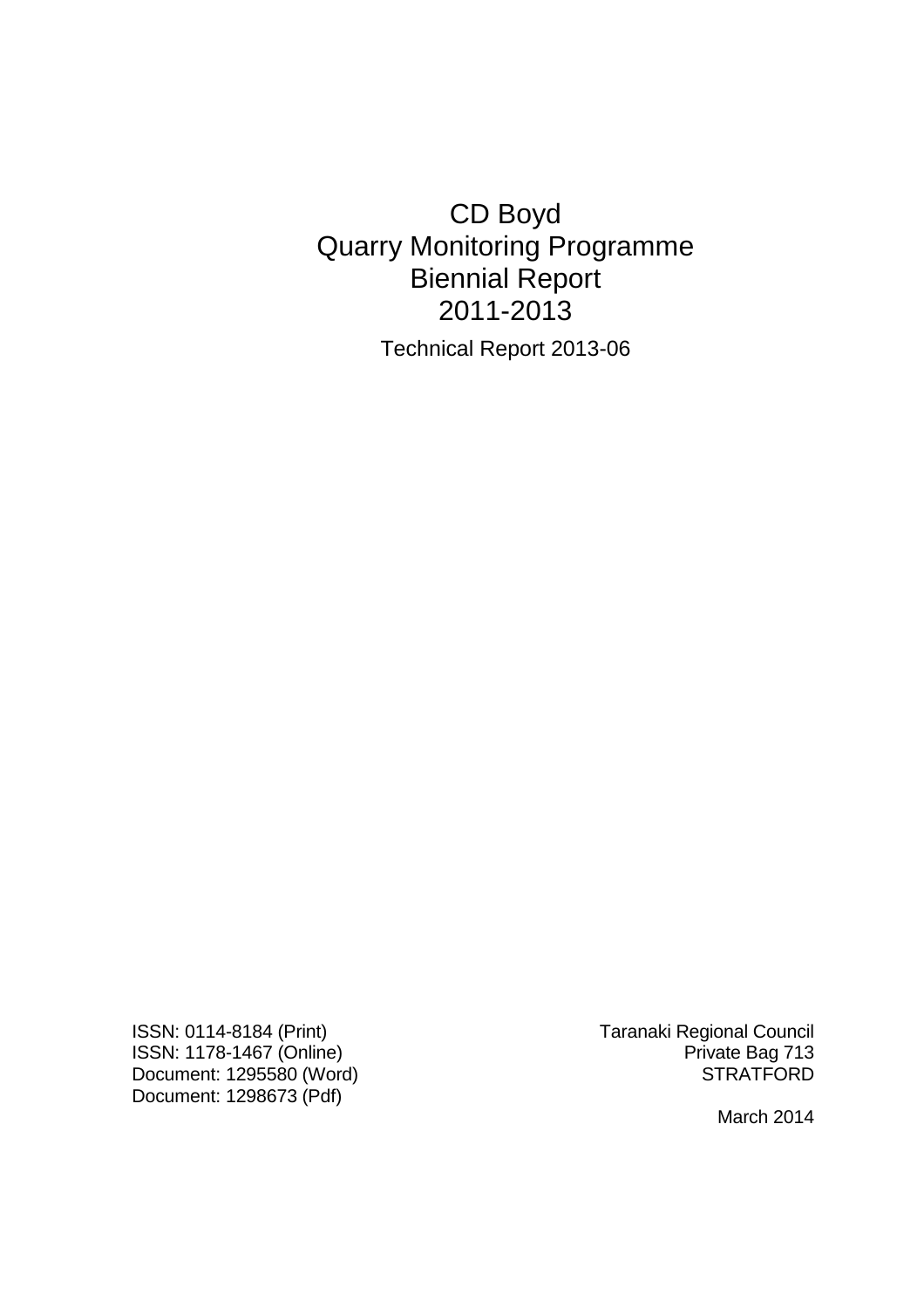# CD Boyd
# Quarry Monitoring Programme
# Biennial Report
# 2011-2013

Technical Report 2013-06

ISSN: 0114-8184 (Print)
ISSN: 1178-1467 (Online)
Document: 1295580 (Word)
Document: 1298673 (Pdf)

Taranaki Regional Council
Private Bag 713
STRATFORD

March 2014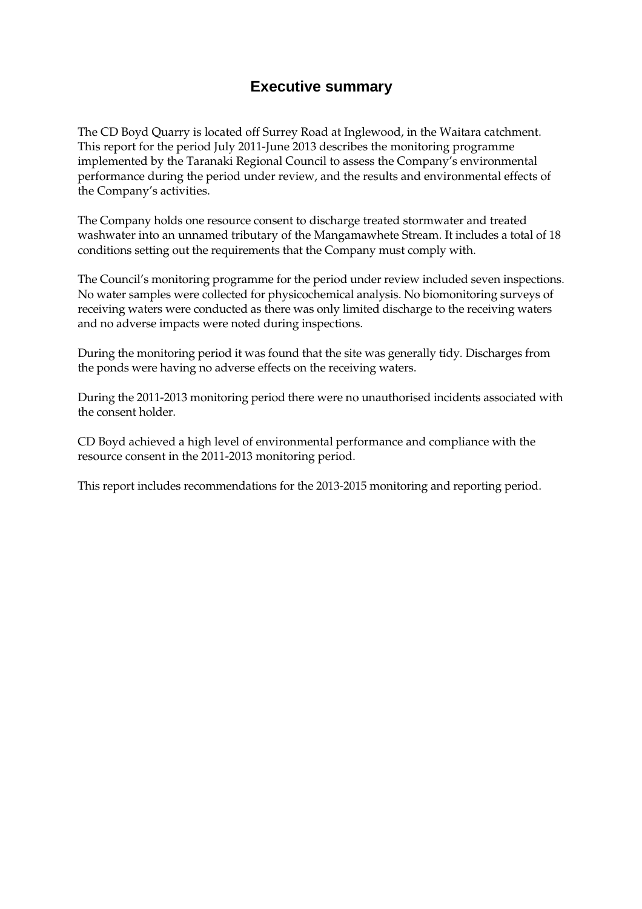# Executive summary

The CD Boyd Quarry is located off Surrey Road at Inglewood, in the Waitara catchment. This report for the period July 2011-June 2013 describes the monitoring programme implemented by the Taranaki Regional Council to assess the Company's environmental performance during the period under review, and the results and environmental effects of the Company's activities.

The Company holds one resource consent to discharge treated stormwater and treated washwater into an unnamed tributary of the Mangamawhete Stream. It includes a total of 18 conditions setting out the requirements that the Company must comply with.

The Council's monitoring programme for the period under review included seven inspections. No water samples were collected for physicochemical analysis. No biomonitoring surveys of receiving waters were conducted as there was only limited discharge to the receiving waters and no adverse impacts were noted during inspections.

During the monitoring period it was found that the site was generally tidy. Discharges from the ponds were having no adverse effects on the receiving waters.

During the 2011-2013 monitoring period there were no unauthorised incidents associated with the consent holder.

CD Boyd achieved a high level of environmental performance and compliance with the resource consent in the 2011-2013 monitoring period.

This report includes recommendations for the 2013-2015 monitoring and reporting period.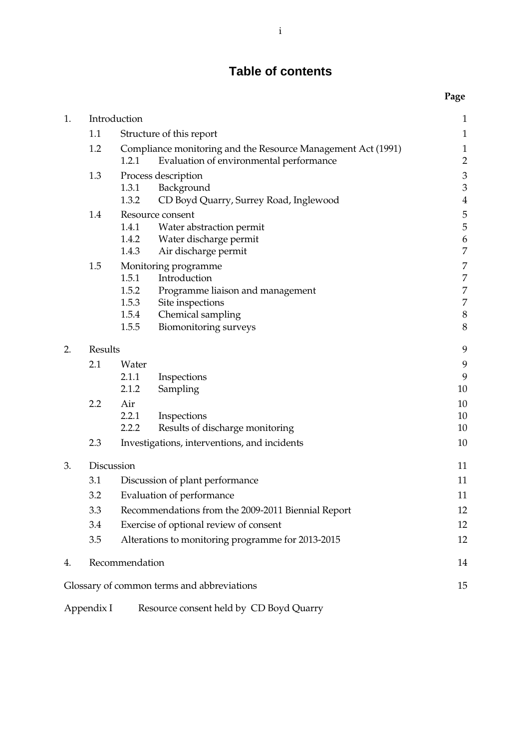# Table of contents

| | | | Page |
|---|---|---|---|
| 1. | Introduction | | 1 |
| | 1.1 | Structure of this report | 1 |
| | 1.2 | Compliance monitoring and the Resource Management Act (1991) | 1 |
| | | 1.2.1 Evaluation of environmental performance | 2 |
| | 1.3 | Process description | 3 |
| | | 1.3.1 Background | 3 |
| | | 1.3.2 CD Boyd Quarry, Surrey Road, Inglewood | 4 |
| | 1.4 | Resource consent | 5 |
| | | 1.4.1 Water abstraction permit | 5 |
| | | 1.4.2 Water discharge permit | 6 |
| | | 1.4.3 Air discharge permit | 7 |
| | 1.5 | Monitoring programme | 7 |
| | | 1.5.1 Introduction | 7 |
| | | 1.5.2 Programme liaison and management | 7 |
| | | 1.5.3 Site inspections | 7 |
| | | 1.5.4 Chemical sampling | 8 |
| | | 1.5.5 Biomonitoring surveys | 8 |
| 2. | Results | | 9 |
| | 2.1 | Water | 9 |
| | | 2.1.1 Inspections | 9 |
| | | 2.1.2 Sampling | 10 |
| | 2.2 | Air | 10 |
| | | 2.2.1 Inspections | 10 |
| | | 2.2.2 Results of discharge monitoring | 10 |
| | 2.3 | Investigations, interventions, and incidents | 10 |
| 3. | Discussion | | 11 |
| | 3.1 | Discussion of plant performance | 11 |
| | 3.2 | Evaluation of performance | 11 |
| | 3.3 | Recommendations from the 2009-2011 Biennial Report | 12 |
| | 3.4 | Exercise of optional review of consent | 12 |
| | 3.5 | Alterations to monitoring programme for 2013-2015 | 12 |
| 4. | Recommendation | | 14 |
| Glossary of common terms and abbreviations | | | 15 |
| Appendix I | Resource consent held by CD Boyd Quarry | | |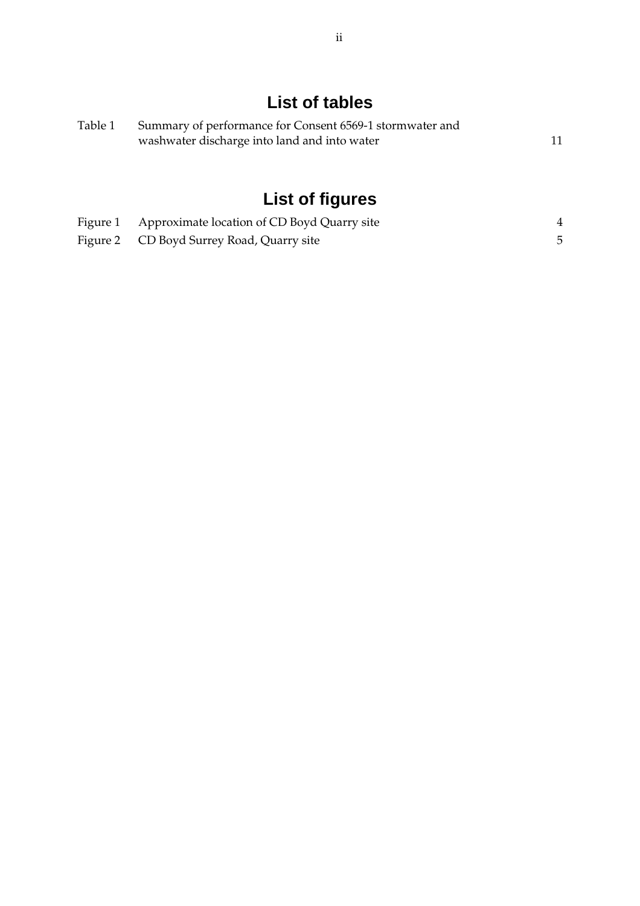## List of tables

| | | |
|---|---|---|
| Table 1 | Summary of performance for Consent 6569-1 stormwater and washwater discharge into land and into water | 11 |

## List of figures

| | | |
|---|---|---|
| Figure 1 | Approximate location of CD Boyd Quarry site | 4 |
| Figure 2 | CD Boyd Surrey Road, Quarry site | 5 |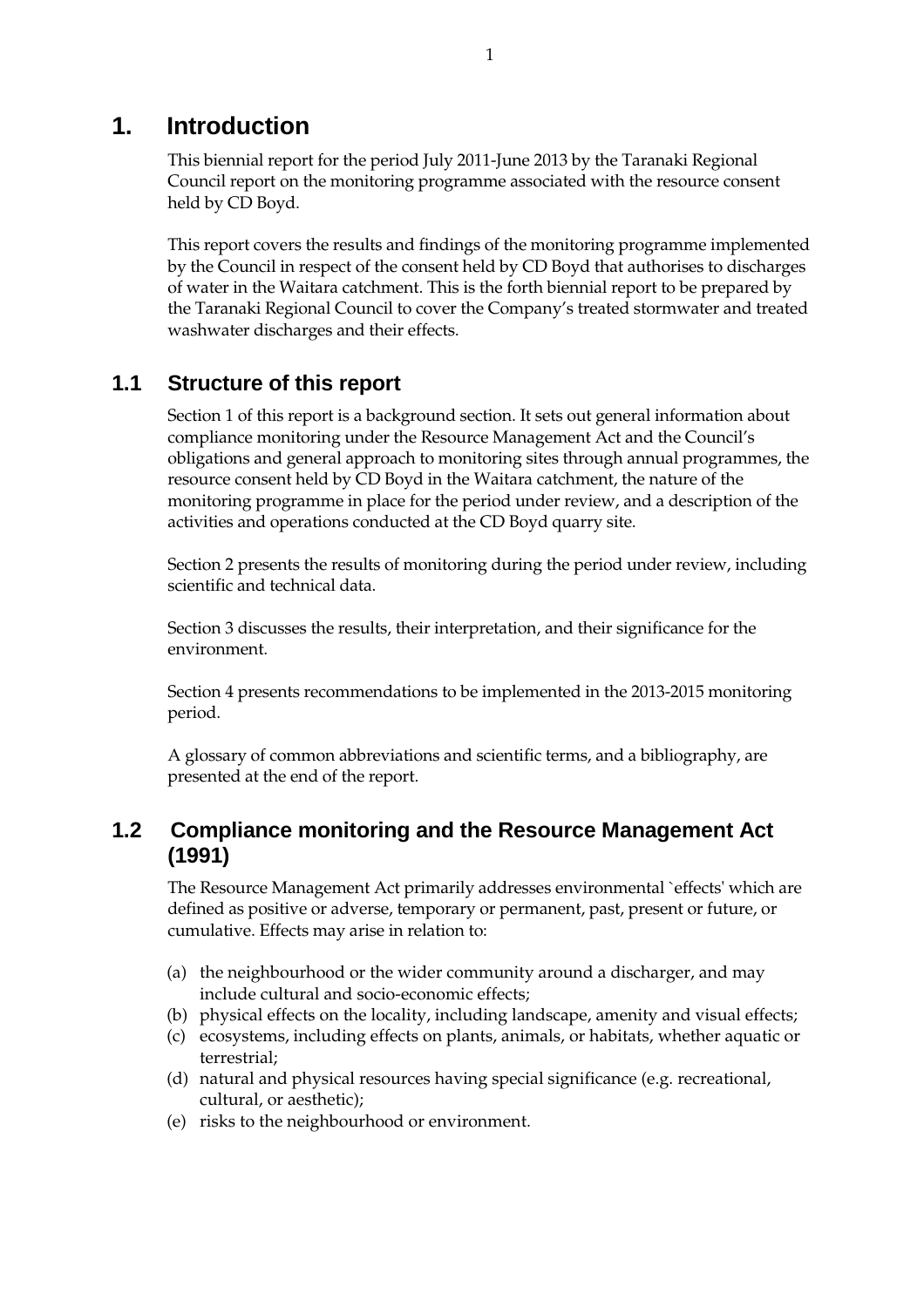# 1. Introduction

This biennial report for the period July 2011-June 2013 by the Taranaki Regional Council report on the monitoring programme associated with the resource consent held by CD Boyd.

This report covers the results and findings of the monitoring programme implemented by the Council in respect of the consent held by CD Boyd that authorises to discharges of water in the Waitara catchment. This is the forth biennial report to be prepared by the Taranaki Regional Council to cover the Company's treated stormwater and treated washwater discharges and their effects.

## 1.1 Structure of this report

Section 1 of this report is a background section. It sets out general information about compliance monitoring under the Resource Management Act and the Council's obligations and general approach to monitoring sites through annual programmes, the resource consent held by CD Boyd in the Waitara catchment, the nature of the monitoring programme in place for the period under review, and a description of the activities and operations conducted at the CD Boyd quarry site.

Section 2 presents the results of monitoring during the period under review, including scientific and technical data.

Section 3 discusses the results, their interpretation, and their significance for the environment.

Section 4 presents recommendations to be implemented in the 2013-2015 monitoring period.

A glossary of common abbreviations and scientific terms, and a bibliography, are presented at the end of the report.

## 1.2 Compliance monitoring and the Resource Management Act (1991)

The Resource Management Act primarily addresses environmental `effects' which are defined as positive or adverse, temporary or permanent, past, present or future, or cumulative. Effects may arise in relation to:

(a) the neighbourhood or the wider community around a discharger, and may include cultural and socio-economic effects;
(b) physical effects on the locality, including landscape, amenity and visual effects;
(c) ecosystems, including effects on plants, animals, or habitats, whether aquatic or terrestrial;
(d) natural and physical resources having special significance (e.g. recreational, cultural, or aesthetic);
(e) risks to the neighbourhood or environment.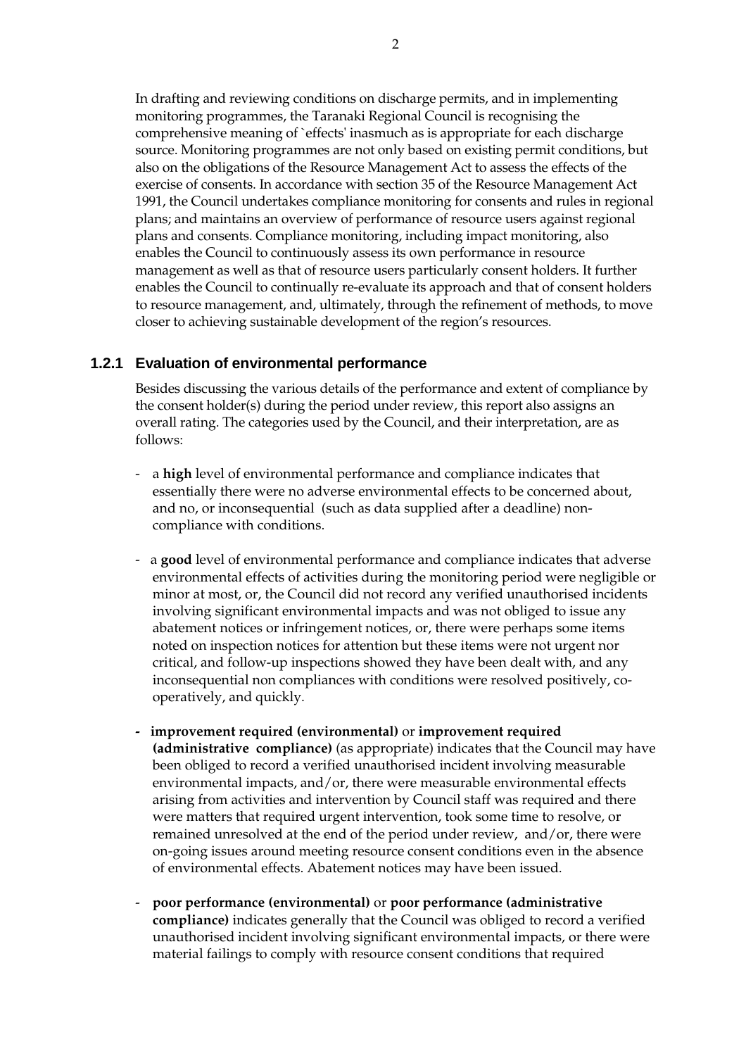In drafting and reviewing conditions on discharge permits, and in implementing monitoring programmes, the Taranaki Regional Council is recognising the comprehensive meaning of `effects' inasmuch as is appropriate for each discharge source. Monitoring programmes are not only based on existing permit conditions, but also on the obligations of the Resource Management Act to assess the effects of the exercise of consents. In accordance with section 35 of the Resource Management Act 1991, the Council undertakes compliance monitoring for consents and rules in regional plans; and maintains an overview of performance of resource users against regional plans and consents. Compliance monitoring, including impact monitoring, also enables the Council to continuously assess its own performance in resource management as well as that of resource users particularly consent holders. It further enables the Council to continually re-evaluate its approach and that of consent holders to resource management, and, ultimately, through the refinement of methods, to move closer to achieving sustainable development of the region's resources.

### 1.2.1 Evaluation of environmental performance

Besides discussing the various details of the performance and extent of compliance by the consent holder(s) during the period under review, this report also assigns an overall rating. The categories used by the Council, and their interpretation, are as follows:

- a **high** level of environmental performance and compliance indicates that essentially there were no adverse environmental effects to be concerned about, and no, or inconsequential (such as data supplied after a deadline) non-compliance with conditions.

- a **good** level of environmental performance and compliance indicates that adverse environmental effects of activities during the monitoring period were negligible or minor at most, or, the Council did not record any verified unauthorised incidents involving significant environmental impacts and was not obliged to issue any abatement notices or infringement notices, or, there were perhaps some items noted on inspection notices for attention but these items were not urgent nor critical, and follow-up inspections showed they have been dealt with, and any inconsequential non compliances with conditions were resolved positively, co-operatively, and quickly.

- **improvement required (environmental)** or **improvement required (administrative compliance)** (as appropriate) indicates that the Council may have been obliged to record a verified unauthorised incident involving measurable environmental impacts, and/or, there were measurable environmental effects arising from activities and intervention by Council staff was required and there were matters that required urgent intervention, took some time to resolve, or remained unresolved at the end of the period under review, and/or, there were on-going issues around meeting resource consent conditions even in the absence of environmental effects. Abatement notices may have been issued.

- **poor performance (environmental)** or **poor performance (administrative compliance)** indicates generally that the Council was obliged to record a verified unauthorised incident involving significant environmental impacts, or there were material failings to comply with resource consent conditions that required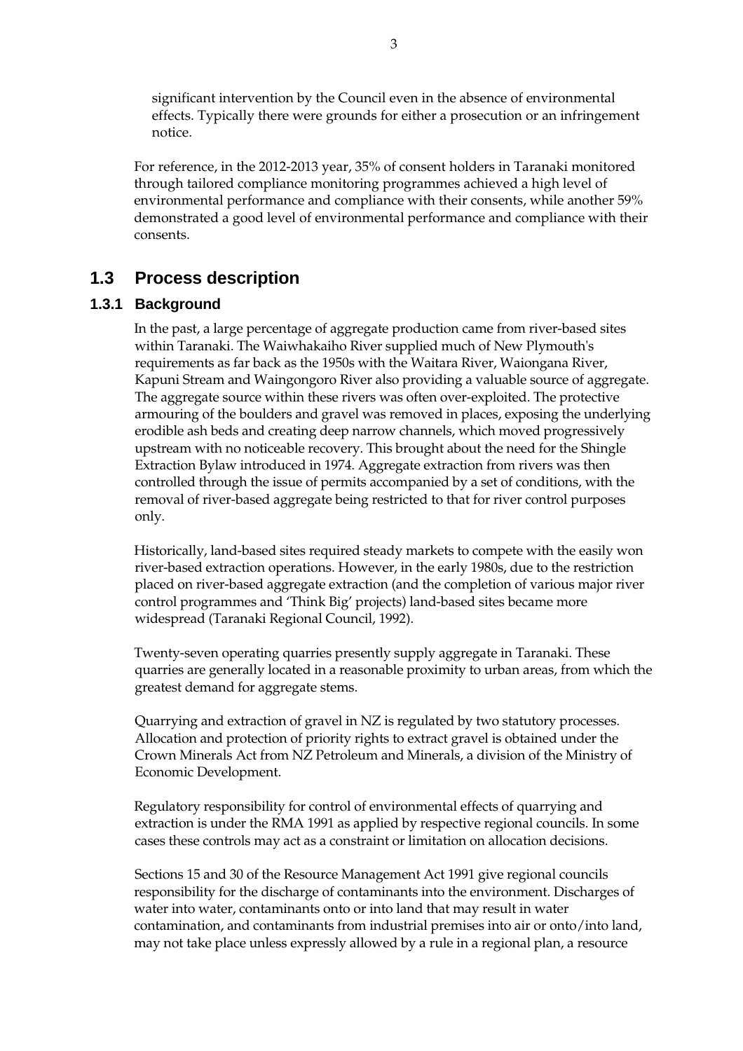significant intervention by the Council even in the absence of environmental effects. Typically there were grounds for either a prosecution or an infringement notice.

For reference, in the 2012-2013 year, 35% of consent holders in Taranaki monitored through tailored compliance monitoring programmes achieved a high level of environmental performance and compliance with their consents, while another 59% demonstrated a good level of environmental performance and compliance with their consents.

## 1.3 Process description

### 1.3.1 Background

In the past, a large percentage of aggregate production came from river-based sites within Taranaki. The Waiwhakaiho River supplied much of New Plymouth's requirements as far back as the 1950s with the Waitara River, Waiongana River, Kapuni Stream and Waingongoro River also providing a valuable source of aggregate. The aggregate source within these rivers was often over-exploited. The protective armouring of the boulders and gravel was removed in places, exposing the underlying erodible ash beds and creating deep narrow channels, which moved progressively upstream with no noticeable recovery. This brought about the need for the Shingle Extraction Bylaw introduced in 1974. Aggregate extraction from rivers was then controlled through the issue of permits accompanied by a set of conditions, with the removal of river-based aggregate being restricted to that for river control purposes only.

Historically, land-based sites required steady markets to compete with the easily won river-based extraction operations. However, in the early 1980s, due to the restriction placed on river-based aggregate extraction (and the completion of various major river control programmes and 'Think Big' projects) land-based sites became more widespread (Taranaki Regional Council, 1992).

Twenty-seven operating quarries presently supply aggregate in Taranaki. These quarries are generally located in a reasonable proximity to urban areas, from which the greatest demand for aggregate stems.

Quarrying and extraction of gravel in NZ is regulated by two statutory processes. Allocation and protection of priority rights to extract gravel is obtained under the Crown Minerals Act from NZ Petroleum and Minerals, a division of the Ministry of Economic Development.

Regulatory responsibility for control of environmental effects of quarrying and extraction is under the RMA 1991 as applied by respective regional councils. In some cases these controls may act as a constraint or limitation on allocation decisions.

Sections 15 and 30 of the Resource Management Act 1991 give regional councils responsibility for the discharge of contaminants into the environment. Discharges of water into water, contaminants onto or into land that may result in water contamination, and contaminants from industrial premises into air or onto/into land, may not take place unless expressly allowed by a rule in a regional plan, a resource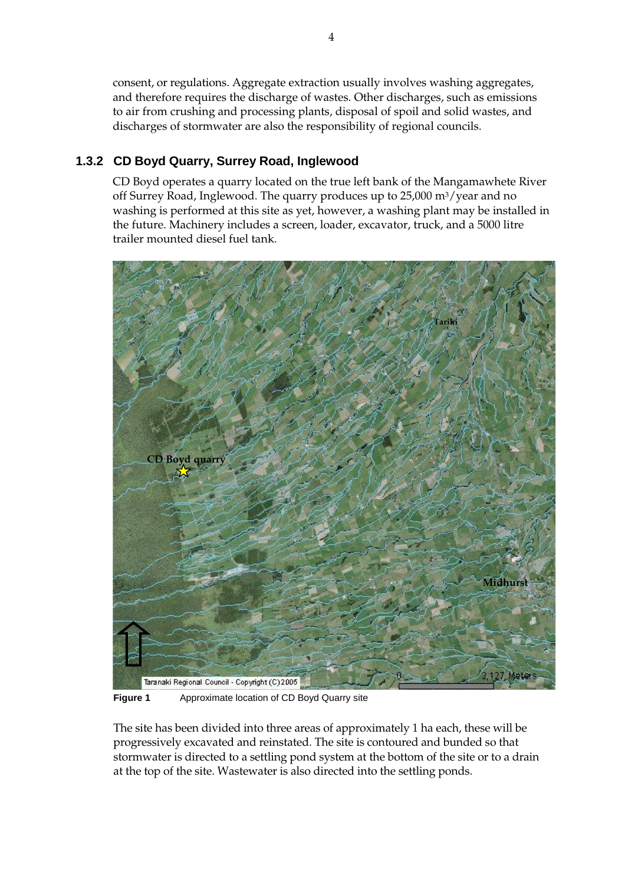consent, or regulations. Aggregate extraction usually involves washing aggregates, and therefore requires the discharge of wastes. Other discharges, such as emissions to air from crushing and processing plants, disposal of spoil and solid wastes, and discharges of stormwater are also the responsibility of regional councils.

### 1.3.2 CD Boyd Quarry, Surrey Road, Inglewood

CD Boyd operates a quarry located on the true left bank of the Mangamawhete River off Surrey Road, Inglewood. The quarry produces up to 25,000 $m^3$/year and no washing is performed at this site as yet, however, a washing plant may be installed in the future. Machinery includes a screen, loader, excavator, truck, and a 5000 litre trailer mounted diesel fuel tank.

**Figure 1** Approximate location of CD Boyd Quarry site

The site has been divided into three areas of approximately 1 ha each, these will be progressively excavated and reinstated. The site is contoured and bunded so that stormwater is directed to a settling pond system at the bottom of the site or to a drain at the top of the site. Wastewater is also directed into the settling ponds.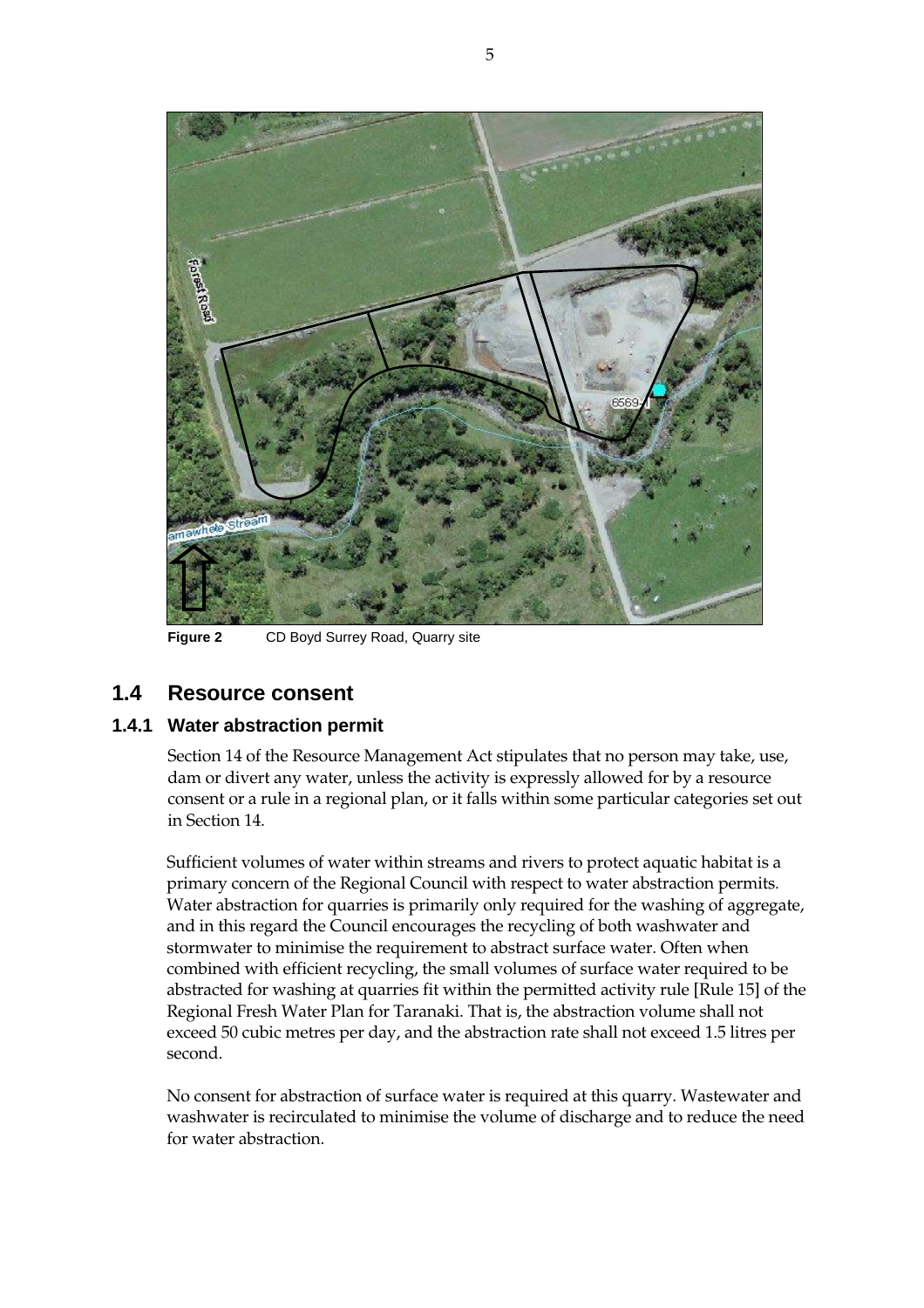**Figure 2** CD Boyd Surrey Road, Quarry site

## 1.4 Resource consent

### 1.4.1 Water abstraction permit

Section 14 of the Resource Management Act stipulates that no person may take, use, dam or divert any water, unless the activity is expressly allowed for by a resource consent or a rule in a regional plan, or it falls within some particular categories set out in Section 14.

Sufficient volumes of water within streams and rivers to protect aquatic habitat is a primary concern of the Regional Council with respect to water abstraction permits. Water abstraction for quarries is primarily only required for the washing of aggregate, and in this regard the Council encourages the recycling of both washwater and stormwater to minimise the requirement to abstract surface water. Often when combined with efficient recycling, the small volumes of surface water required to be abstracted for washing at quarries fit within the permitted activity rule [Rule 15] of the Regional Fresh Water Plan for Taranaki. That is, the abstraction volume shall not exceed 50 cubic metres per day, and the abstraction rate shall not exceed 1.5 litres per second.

No consent for abstraction of surface water is required at this quarry. Wastewater and washwater is recirculated to minimise the volume of discharge and to reduce the need for water abstraction.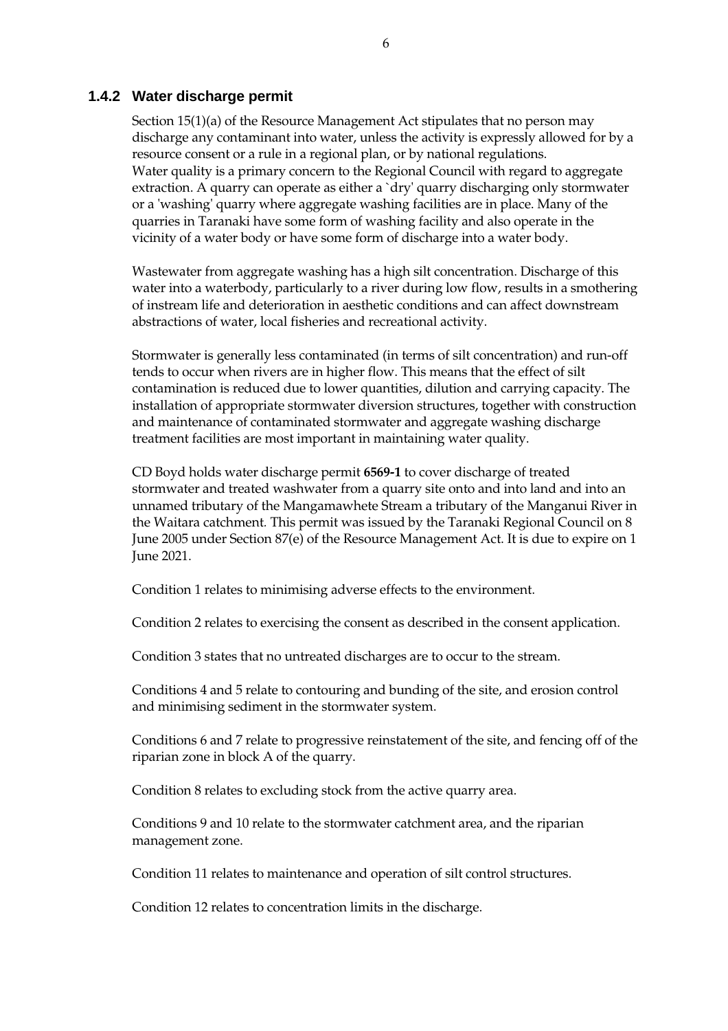### 1.4.2 Water discharge permit

Section 15(1)(a) of the Resource Management Act stipulates that no person may discharge any contaminant into water, unless the activity is expressly allowed for by a resource consent or a rule in a regional plan, or by national regulations. Water quality is a primary concern to the Regional Council with regard to aggregate extraction. A quarry can operate as either a `dry' quarry discharging only stormwater or a 'washing' quarry where aggregate washing facilities are in place. Many of the quarries in Taranaki have some form of washing facility and also operate in the vicinity of a water body or have some form of discharge into a water body.

Wastewater from aggregate washing has a high silt concentration. Discharge of this water into a waterbody, particularly to a river during low flow, results in a smothering of instream life and deterioration in aesthetic conditions and can affect downstream abstractions of water, local fisheries and recreational activity.

Stormwater is generally less contaminated (in terms of silt concentration) and run-off tends to occur when rivers are in higher flow. This means that the effect of silt contamination is reduced due to lower quantities, dilution and carrying capacity. The installation of appropriate stormwater diversion structures, together with construction and maintenance of contaminated stormwater and aggregate washing discharge treatment facilities are most important in maintaining water quality.

CD Boyd holds water discharge permit **6569-1** to cover discharge of treated stormwater and treated washwater from a quarry site onto and into land and into an unnamed tributary of the Mangamawhete Stream a tributary of the Manganui River in the Waitara catchment. This permit was issued by the Taranaki Regional Council on 8 June 2005 under Section 87(e) of the Resource Management Act. It is due to expire on 1 June 2021.

Condition 1 relates to minimising adverse effects to the environment.

Condition 2 relates to exercising the consent as described in the consent application.

Condition 3 states that no untreated discharges are to occur to the stream.

Conditions 4 and 5 relate to contouring and bunding of the site, and erosion control and minimising sediment in the stormwater system.

Conditions 6 and 7 relate to progressive reinstatement of the site, and fencing off of the riparian zone in block A of the quarry.

Condition 8 relates to excluding stock from the active quarry area.

Conditions 9 and 10 relate to the stormwater catchment area, and the riparian management zone.

Condition 11 relates to maintenance and operation of silt control structures.

Condition 12 relates to concentration limits in the discharge.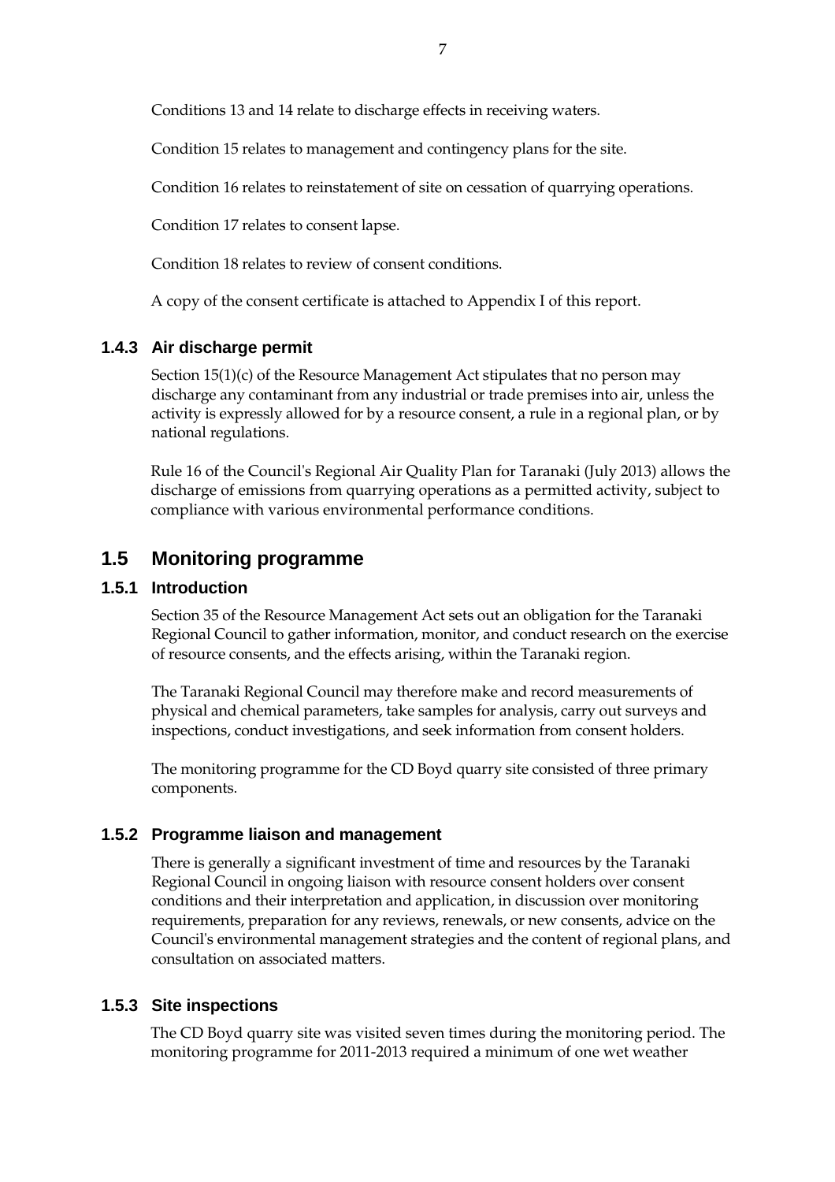Conditions 13 and 14 relate to discharge effects in receiving waters.

Condition 15 relates to management and contingency plans for the site.

Condition 16 relates to reinstatement of site on cessation of quarrying operations.

Condition 17 relates to consent lapse.

Condition 18 relates to review of consent conditions.

A copy of the consent certificate is attached to Appendix I of this report.

### 1.4.3 Air discharge permit

Section 15(1)(c) of the Resource Management Act stipulates that no person may discharge any contaminant from any industrial or trade premises into air, unless the activity is expressly allowed for by a resource consent, a rule in a regional plan, or by national regulations.

Rule 16 of the Council's Regional Air Quality Plan for Taranaki (July 2013) allows the discharge of emissions from quarrying operations as a permitted activity, subject to compliance with various environmental performance conditions.

## 1.5 Monitoring programme

### 1.5.1 Introduction

Section 35 of the Resource Management Act sets out an obligation for the Taranaki Regional Council to gather information, monitor, and conduct research on the exercise of resource consents, and the effects arising, within the Taranaki region.

The Taranaki Regional Council may therefore make and record measurements of physical and chemical parameters, take samples for analysis, carry out surveys and inspections, conduct investigations, and seek information from consent holders.

The monitoring programme for the CD Boyd quarry site consisted of three primary components.

### 1.5.2 Programme liaison and management

There is generally a significant investment of time and resources by the Taranaki Regional Council in ongoing liaison with resource consent holders over consent conditions and their interpretation and application, in discussion over monitoring requirements, preparation for any reviews, renewals, or new consents, advice on the Council's environmental management strategies and the content of regional plans, and consultation on associated matters.

### 1.5.3 Site inspections

The CD Boyd quarry site was visited seven times during the monitoring period. The monitoring programme for 2011-2013 required a minimum of one wet weather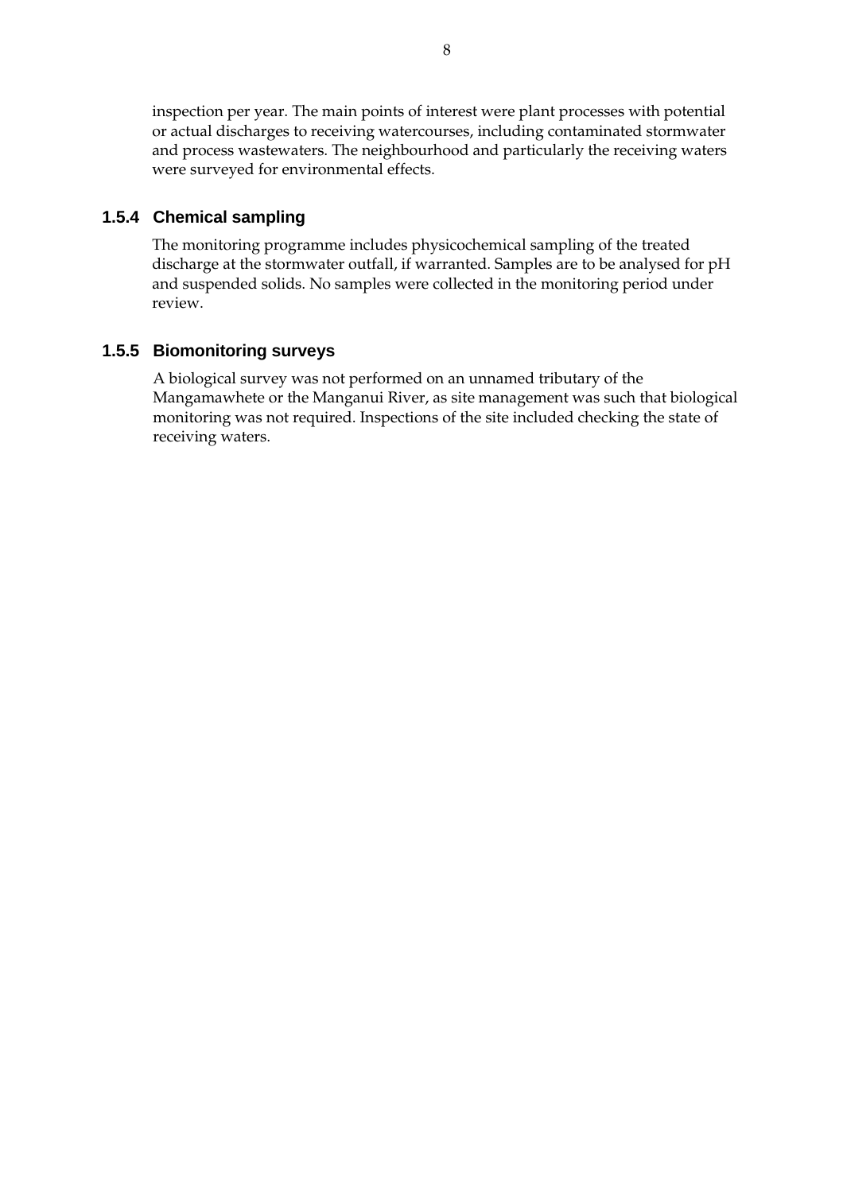inspection per year. The main points of interest were plant processes with potential or actual discharges to receiving watercourses, including contaminated stormwater and process wastewaters. The neighbourhood and particularly the receiving waters were surveyed for environmental effects.

### 1.5.4 Chemical sampling

The monitoring programme includes physicochemical sampling of the treated discharge at the stormwater outfall, if warranted. Samples are to be analysed for pH and suspended solids. No samples were collected in the monitoring period under review.

### 1.5.5 Biomonitoring surveys

A biological survey was not performed on an unnamed tributary of the Mangamawhete or the Manganui River, as site management was such that biological monitoring was not required. Inspections of the site included checking the state of receiving waters.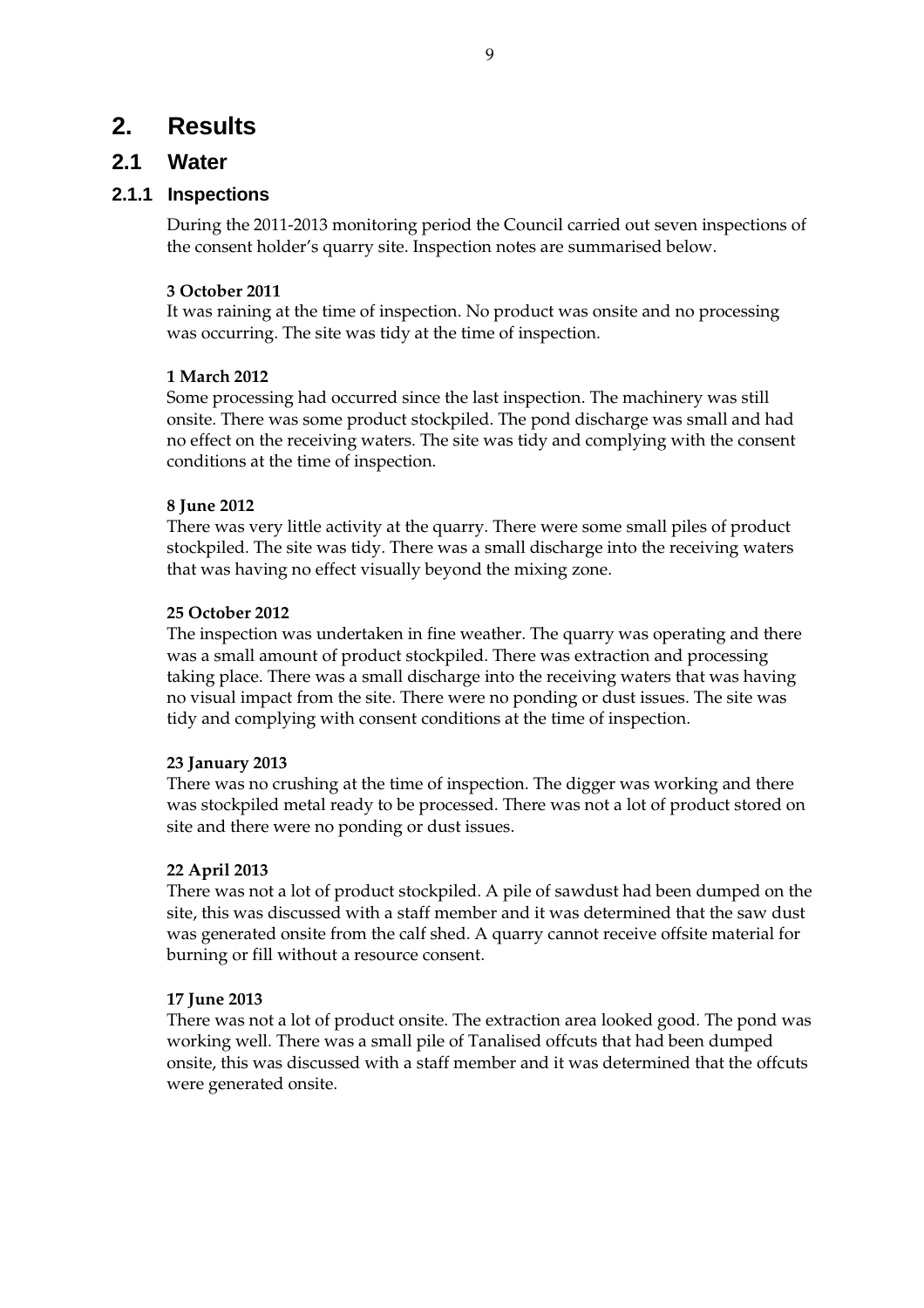# 2. Results

## 2.1 Water

### 2.1.1 Inspections

During the 2011-2013 monitoring period the Council carried out seven inspections of the consent holder's quarry site. Inspection notes are summarised below.

**3 October 2011**
It was raining at the time of inspection. No product was onsite and no processing was occurring. The site was tidy at the time of inspection.

**1 March 2012**
Some processing had occurred since the last inspection. The machinery was still onsite. There was some product stockpiled. The pond discharge was small and had no effect on the receiving waters. The site was tidy and complying with the consent conditions at the time of inspection.

**8 June 2012**
There was very little activity at the quarry. There were some small piles of product stockpiled. The site was tidy. There was a small discharge into the receiving waters that was having no effect visually beyond the mixing zone.

**25 October 2012**
The inspection was undertaken in fine weather. The quarry was operating and there was a small amount of product stockpiled. There was extraction and processing taking place. There was a small discharge into the receiving waters that was having no visual impact from the site. There were no ponding or dust issues. The site was tidy and complying with consent conditions at the time of inspection.

**23 January 2013**
There was no crushing at the time of inspection. The digger was working and there was stockpiled metal ready to be processed. There was not a lot of product stored on site and there were no ponding or dust issues.

**22 April 2013**
There was not a lot of product stockpiled. A pile of sawdust had been dumped on the site, this was discussed with a staff member and it was determined that the saw dust was generated onsite from the calf shed. A quarry cannot receive offsite material for burning or fill without a resource consent.

**17 June 2013**
There was not a lot of product onsite. The extraction area looked good. The pond was working well. There was a small pile of Tanalised offcuts that had been dumped onsite, this was discussed with a staff member and it was determined that the offcuts were generated onsite.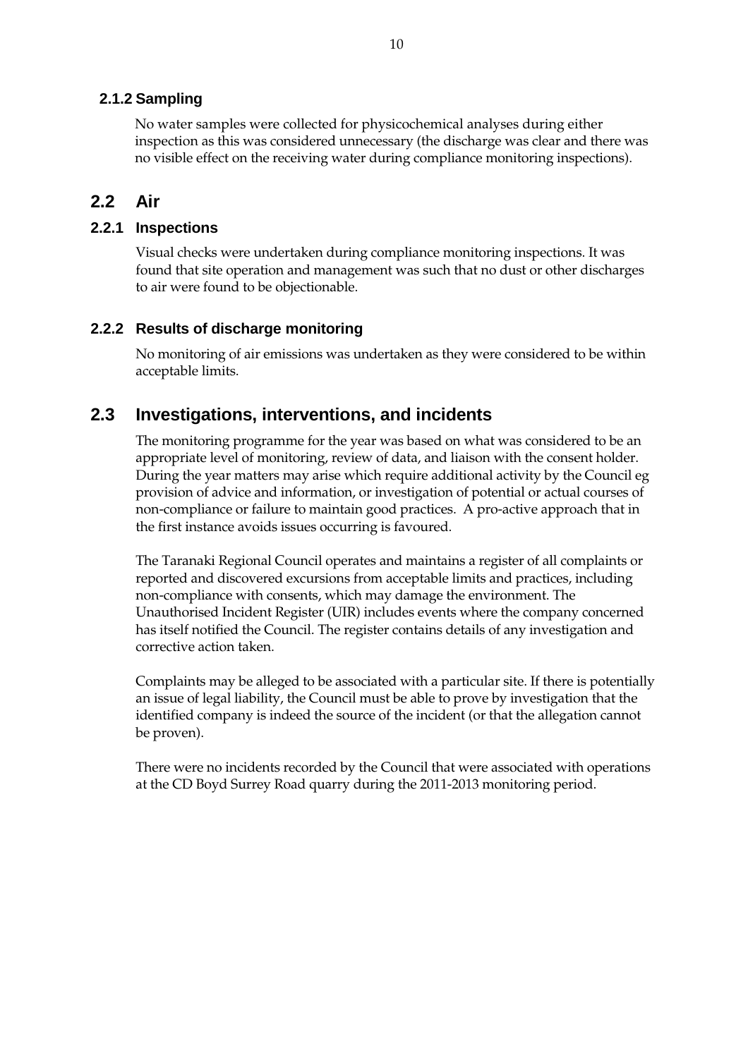### 2.1.2 Sampling

No water samples were collected for physicochemical analyses during either inspection as this was considered unnecessary (the discharge was clear and there was no visible effect on the receiving water during compliance monitoring inspections).

## 2.2 Air

### 2.2.1 Inspections

Visual checks were undertaken during compliance monitoring inspections. It was found that site operation and management was such that no dust or other discharges to air were found to be objectionable.

### 2.2.2 Results of discharge monitoring

No monitoring of air emissions was undertaken as they were considered to be within acceptable limits.

## 2.3 Investigations, interventions, and incidents

The monitoring programme for the year was based on what was considered to be an appropriate level of monitoring, review of data, and liaison with the consent holder. During the year matters may arise which require additional activity by the Council eg provision of advice and information, or investigation of potential or actual courses of non-compliance or failure to maintain good practices. A pro-active approach that in the first instance avoids issues occurring is favoured.

The Taranaki Regional Council operates and maintains a register of all complaints or reported and discovered excursions from acceptable limits and practices, including non-compliance with consents, which may damage the environment. The Unauthorised Incident Register (UIR) includes events where the company concerned has itself notified the Council. The register contains details of any investigation and corrective action taken.

Complaints may be alleged to be associated with a particular site. If there is potentially an issue of legal liability, the Council must be able to prove by investigation that the identified company is indeed the source of the incident (or that the allegation cannot be proven).

There were no incidents recorded by the Council that were associated with operations at the CD Boyd Surrey Road quarry during the 2011-2013 monitoring period.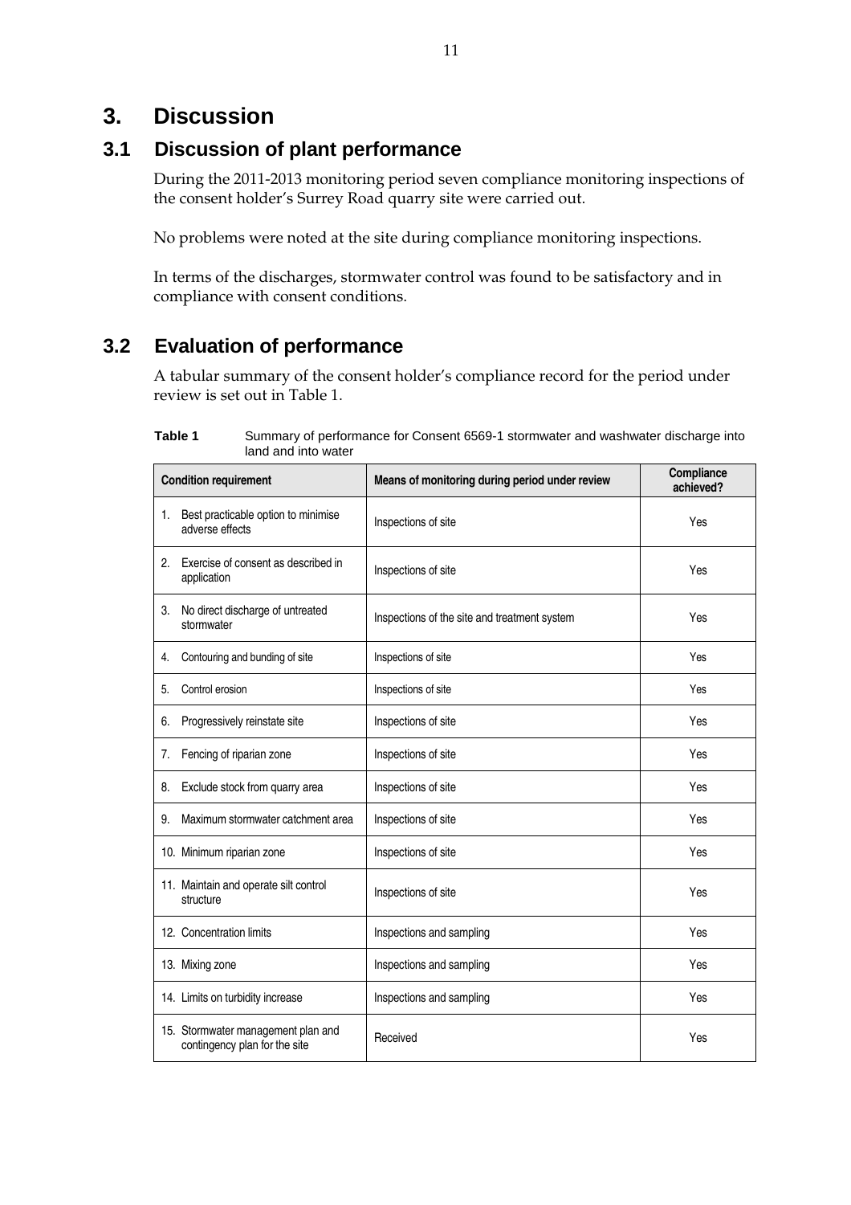# 3. Discussion

## 3.1 Discussion of plant performance

During the 2011-2013 monitoring period seven compliance monitoring inspections of the consent holder's Surrey Road quarry site were carried out.

No problems were noted at the site during compliance monitoring inspections.

In terms of the discharges, stormwater control was found to be satisfactory and in compliance with consent conditions.

## 3.2 Evaluation of performance

A tabular summary of the consent holder's compliance record for the period under review is set out in Table 1.

**Table 1** Summary of performance for Consent 6569-1 stormwater and washwater discharge into land and into water

| Condition requirement | Means of monitoring during period under review | Compliance achieved? |
|---|---|---|
| 1. Best practicable option to minimise adverse effects | Inspections of site | Yes |
| 2. Exercise of consent as described in application | Inspections of site | Yes |
| 3. No direct discharge of untreated stormwater | Inspections of the site and treatment system | Yes |
| 4. Contouring and bunding of site | Inspections of site | Yes |
| 5. Control erosion | Inspections of site | Yes |
| 6. Progressively reinstate site | Inspections of site | Yes |
| 7. Fencing of riparian zone | Inspections of site | Yes |
| 8. Exclude stock from quarry area | Inspections of site | Yes |
| 9. Maximum stormwater catchment area | Inspections of site | Yes |
| 10. Minimum riparian zone | Inspections of site | Yes |
| 11. Maintain and operate silt control structure | Inspections of site | Yes |
| 12. Concentration limits | Inspections and sampling | Yes |
| 13. Mixing zone | Inspections and sampling | Yes |
| 14. Limits on turbidity increase | Inspections and sampling | Yes |
| 15. Stormwater management plan and contingency plan for the site | Received | Yes |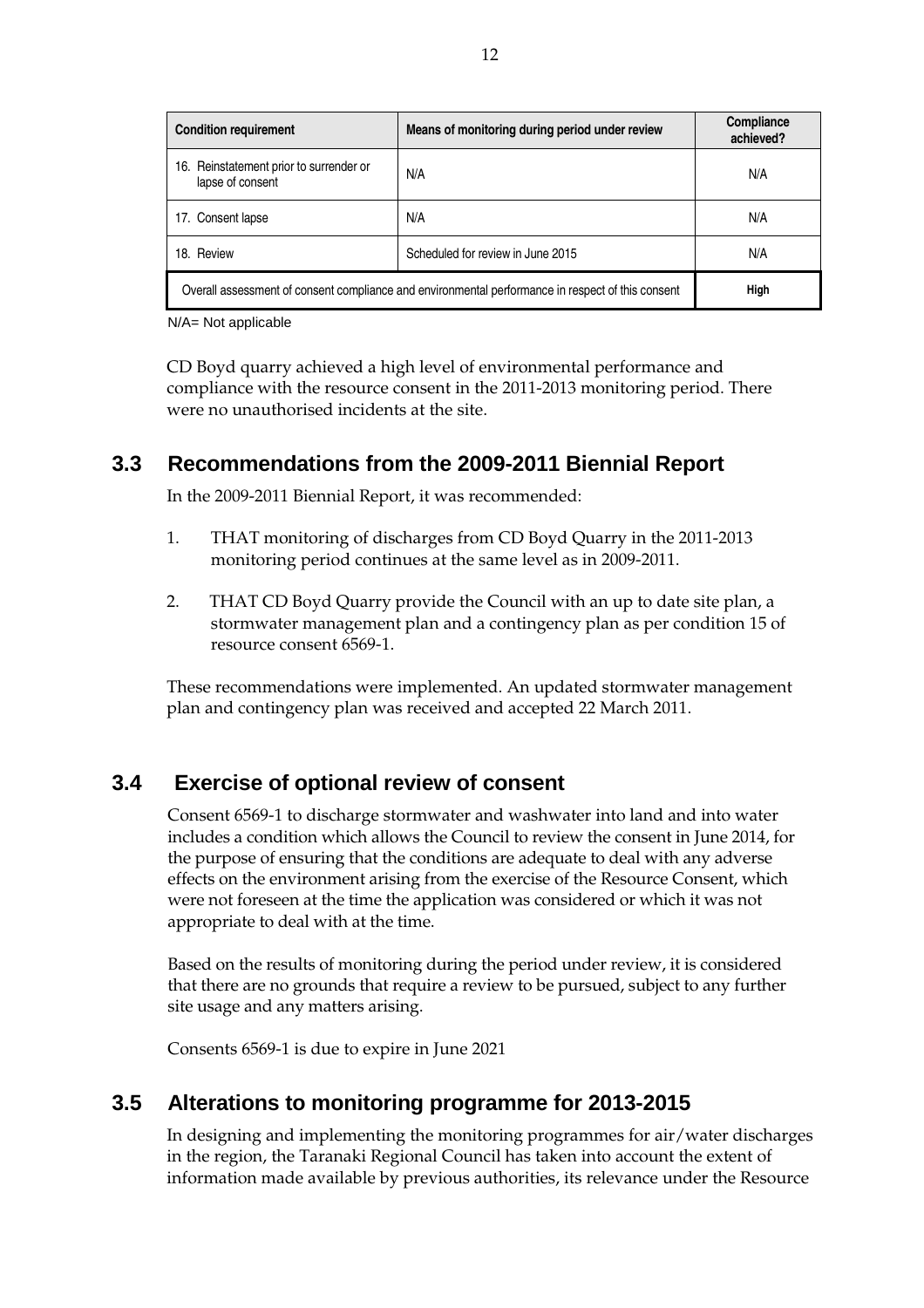| Condition requirement | Means of monitoring during period under review | Compliance achieved? |
|---|---|---|
| 16. Reinstatement prior to surrender or lapse of consent | N/A | N/A |
| 17. Consent lapse | N/A | N/A |
| 18. Review | Scheduled for review in June 2015 | N/A |
| Overall assessment of consent compliance and environmental performance in respect of this consent | | **High** |

N/A= Not applicable

CD Boyd quarry achieved a high level of environmental performance and compliance with the resource consent in the 2011-2013 monitoring period. There were no unauthorised incidents at the site.

## 3.3 Recommendations from the 2009-2011 Biennial Report

In the 2009-2011 Biennial Report, it was recommended:

1. THAT monitoring of discharges from CD Boyd Quarry in the 2011-2013 monitoring period continues at the same level as in 2009-2011.
2. THAT CD Boyd Quarry provide the Council with an up to date site plan, a stormwater management plan and a contingency plan as per condition 15 of resource consent 6569-1.

These recommendations were implemented. An updated stormwater management plan and contingency plan was received and accepted 22 March 2011.

## 3.4 Exercise of optional review of consent

Consent 6569-1 to discharge stormwater and washwater into land and into water includes a condition which allows the Council to review the consent in June 2014, for the purpose of ensuring that the conditions are adequate to deal with any adverse effects on the environment arising from the exercise of the Resource Consent, which were not foreseen at the time the application was considered or which it was not appropriate to deal with at the time.

Based on the results of monitoring during the period under review, it is considered that there are no grounds that require a review to be pursued, subject to any further site usage and any matters arising.

Consents 6569-1 is due to expire in June 2021

## 3.5 Alterations to monitoring programme for 2013-2015

In designing and implementing the monitoring programmes for air/water discharges in the region, the Taranaki Regional Council has taken into account the extent of information made available by previous authorities, its relevance under the Resource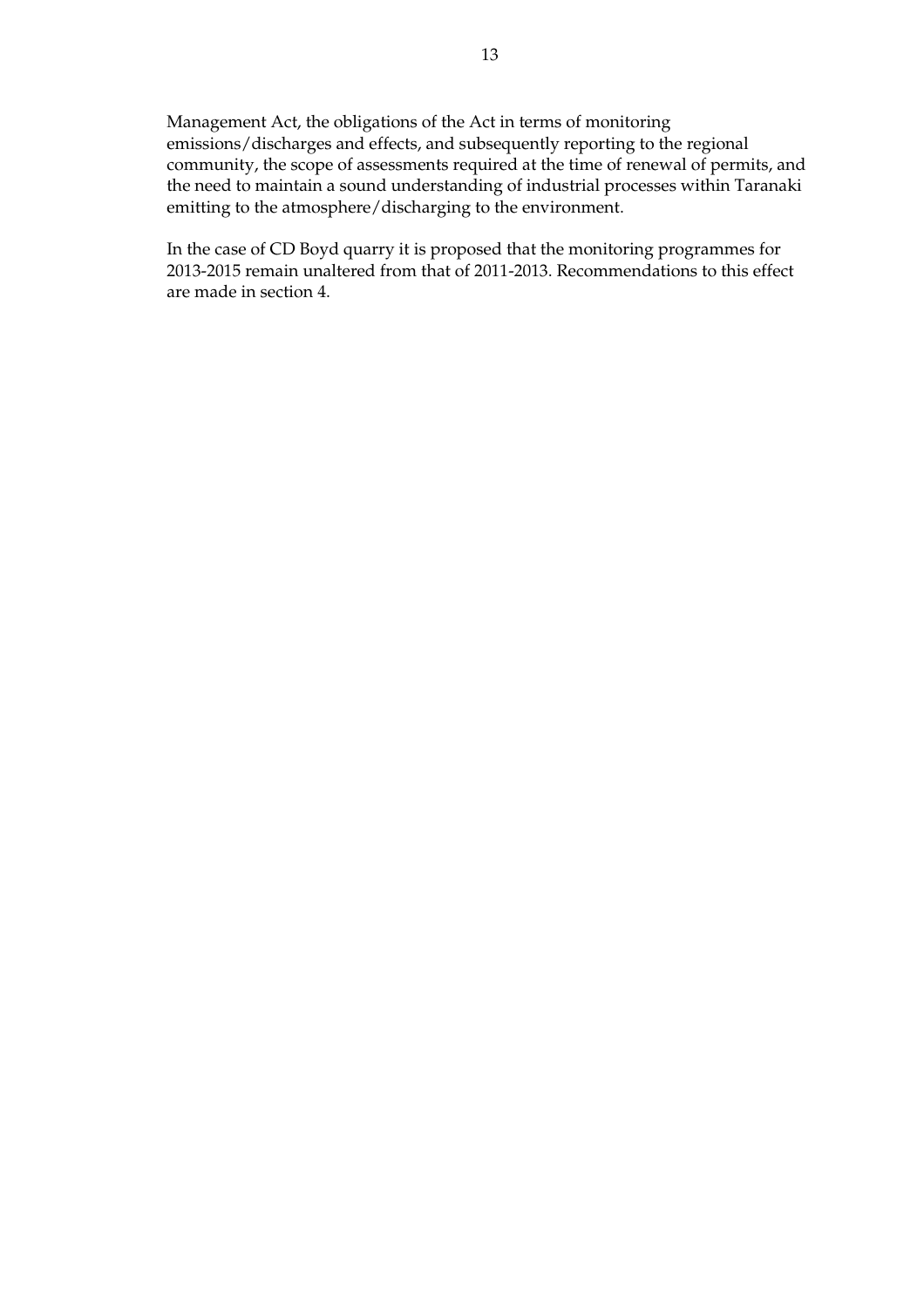Management Act, the obligations of the Act in terms of monitoring emissions/discharges and effects, and subsequently reporting to the regional community, the scope of assessments required at the time of renewal of permits, and the need to maintain a sound understanding of industrial processes within Taranaki emitting to the atmosphere/discharging to the environment.

In the case of CD Boyd quarry it is proposed that the monitoring programmes for 2013-2015 remain unaltered from that of 2011-2013. Recommendations to this effect are made in section 4.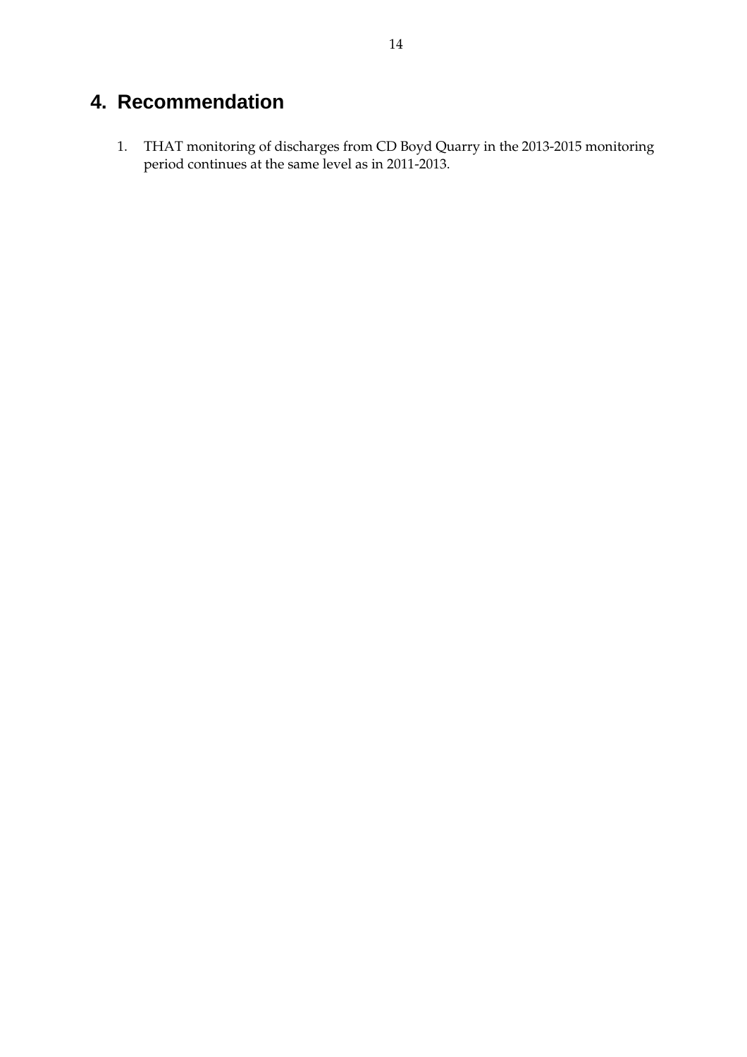# 4. Recommendation

1. THAT monitoring of discharges from CD Boyd Quarry in the 2013-2015 monitoring period continues at the same level as in 2011-2013.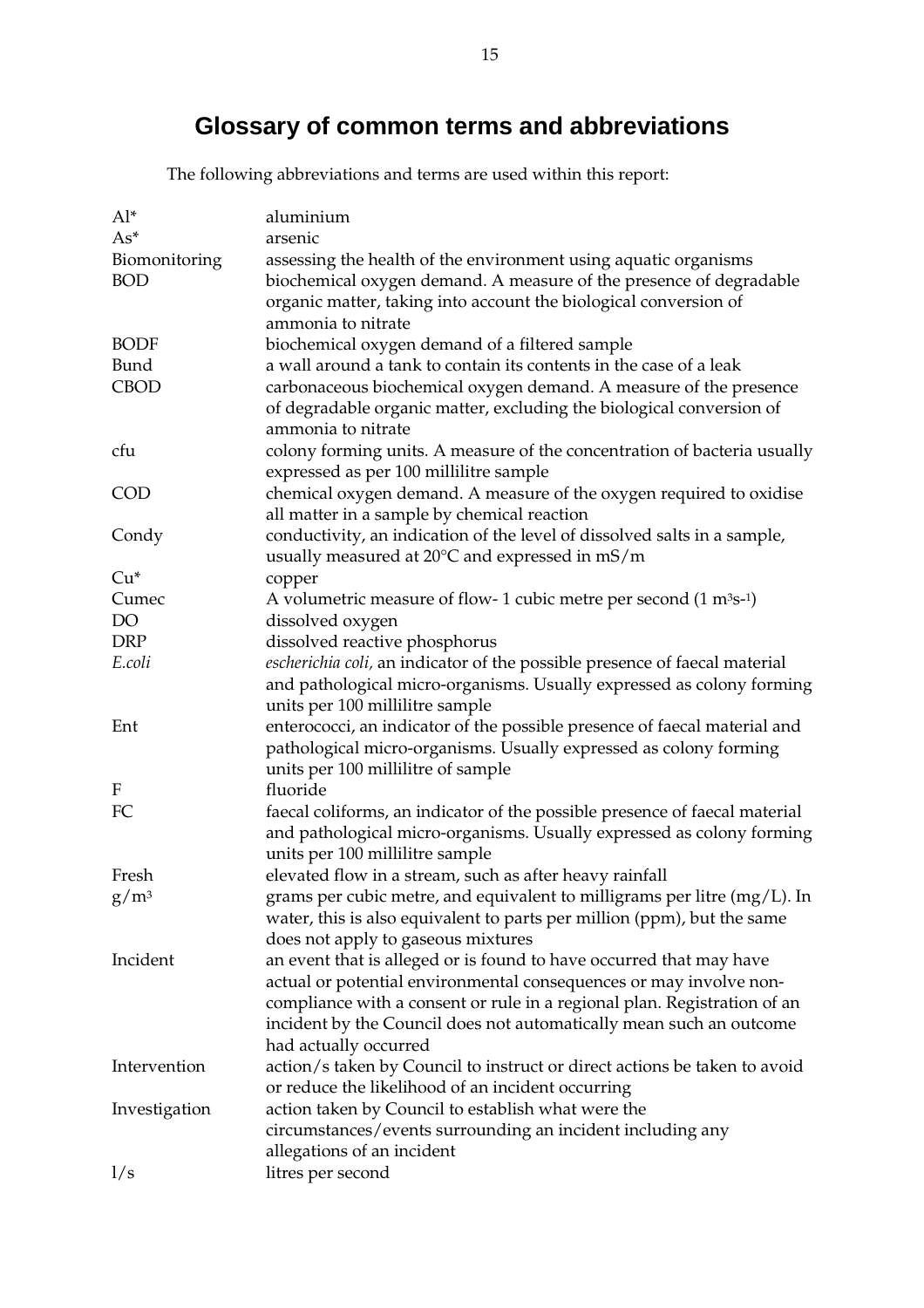# Glossary of common terms and abbreviations

The following abbreviations and terms are used within this report:

| | |
|---|---|
| Al* | aluminium |
| As* | arsenic |
| Biomonitoring | assessing the health of the environment using aquatic organisms |
| BOD | biochemical oxygen demand. A measure of the presence of degradable organic matter, taking into account the biological conversion of ammonia to nitrate |
| BODF | biochemical oxygen demand of a filtered sample |
| Bund | a wall around a tank to contain its contents in the case of a leak |
| CBOD | carbonaceous biochemical oxygen demand. A measure of the presence of degradable organic matter, excluding the biological conversion of ammonia to nitrate |
| cfu | colony forming units. A measure of the concentration of bacteria usually expressed as per 100 millilitre sample |
| COD | chemical oxygen demand. A measure of the oxygen required to oxidise all matter in a sample by chemical reaction |
| Condy | conductivity, an indication of the level of dissolved salts in a sample, usually measured at 20°C and expressed in mS/m |
| Cu* | copper |
| Cumec | A volumetric measure of flow- 1 cubic metre per second (1 $m^3s^{-1}$) |
| DO | dissolved oxygen |
| DRP | dissolved reactive phosphorus |
| *E.coli* | *escherichia coli,* an indicator of the possible presence of faecal material and pathological micro-organisms. Usually expressed as colony forming units per 100 millilitre sample |
| Ent | enterococci, an indicator of the possible presence of faecal material and pathological micro-organisms. Usually expressed as colony forming units per 100 millilitre of sample |
| F | fluoride |
| FC | faecal coliforms, an indicator of the possible presence of faecal material and pathological micro-organisms. Usually expressed as colony forming units per 100 millilitre sample |
| Fresh | elevated flow in a stream, such as after heavy rainfall |
| $g/m^3$ | grams per cubic metre, and equivalent to milligrams per litre (mg/L). In water, this is also equivalent to parts per million (ppm), but the same does not apply to gaseous mixtures |
| Incident | an event that is alleged or is found to have occurred that may have actual or potential environmental consequences or may involve non-compliance with a consent or rule in a regional plan. Registration of an incident by the Council does not automatically mean such an outcome had actually occurred |
| Intervention | action/s taken by Council to instruct or direct actions be taken to avoid or reduce the likelihood of an incident occurring |
| Investigation | action taken by Council to establish what were the circumstances/events surrounding an incident including any allegations of an incident |
| l/s | litres per second |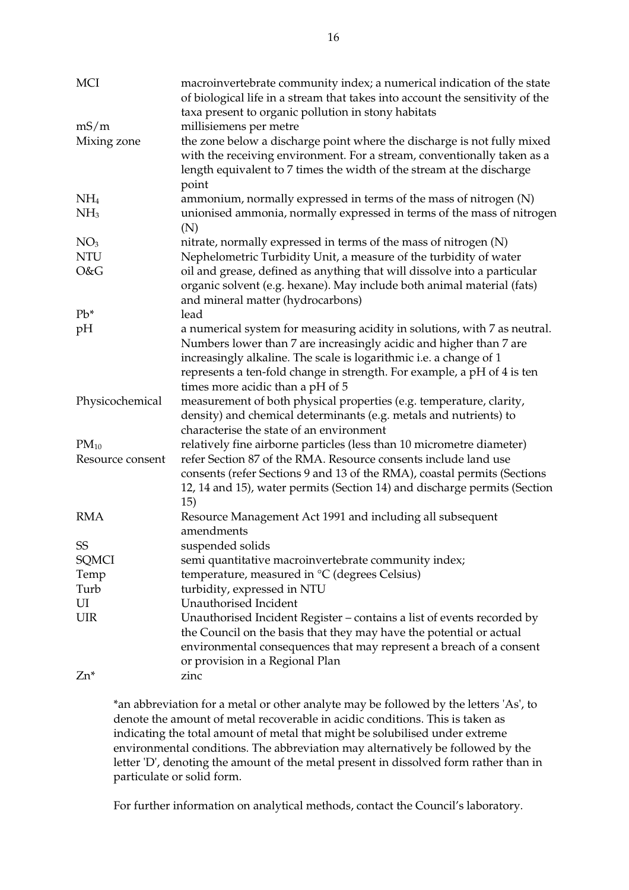| | |
|---|---|
| MCI | macroinvertebrate community index; a numerical indication of the state of biological life in a stream that takes into account the sensitivity of the taxa present to organic pollution in stony habitats |
| mS/m | millisiemens per metre |
| Mixing zone | the zone below a discharge point where the discharge is not fully mixed with the receiving environment. For a stream, conventionally taken as a length equivalent to 7 times the width of the stream at the discharge point |
| $NH_4$ | ammonium, normally expressed in terms of the mass of nitrogen (N) |
| $NH_3$ | unionised ammonia, normally expressed in terms of the mass of nitrogen (N) |
| $NO_3$ | nitrate, normally expressed in terms of the mass of nitrogen (N) |
| NTU | Nephelometric Turbidity Unit, a measure of the turbidity of water |
| O&G | oil and grease, defined as anything that will dissolve into a particular organic solvent (e.g. hexane). May include both animal material (fats) and mineral matter (hydrocarbons) |
| Pb* | lead |
| pH | a numerical system for measuring acidity in solutions, with 7 as neutral. Numbers lower than 7 are increasingly acidic and higher than 7 are increasingly alkaline. The scale is logarithmic i.e. a change of 1 represents a ten-fold change in strength. For example, a pH of 4 is ten times more acidic than a pH of 5 |
| Physicochemical | measurement of both physical properties (e.g. temperature, clarity, density) and chemical determinants (e.g. metals and nutrients) to characterise the state of an environment |
| $PM_{10}$ | relatively fine airborne particles (less than 10 micrometre diameter) |
| Resource consent | refer Section 87 of the RMA. Resource consents include land use consents (refer Sections 9 and 13 of the RMA), coastal permits (Sections 12, 14 and 15), water permits (Section 14) and discharge permits (Section 15) |
| RMA | Resource Management Act 1991 and including all subsequent amendments |
| SS | suspended solids |
| SQMCI | semi quantitative macroinvertebrate community index; |
| Temp | temperature, measured in °C (degrees Celsius) |
| Turb | turbidity, expressed in NTU |
| UI | Unauthorised Incident |
| UIR | Unauthorised Incident Register – contains a list of events recorded by the Council on the basis that they may have the potential or actual environmental consequences that may represent a breach of a consent or provision in a Regional Plan |
| Zn* | zinc |

*an abbreviation for a metal or other analyte may be followed by the letters 'As', to denote the amount of metal recoverable in acidic conditions. This is taken as indicating the total amount of metal that might be solubilised under extreme environmental conditions. The abbreviation may alternatively be followed by the letter 'D', denoting the amount of the metal present in dissolved form rather than in particulate or solid form.

For further information on analytical methods, contact the Council's laboratory.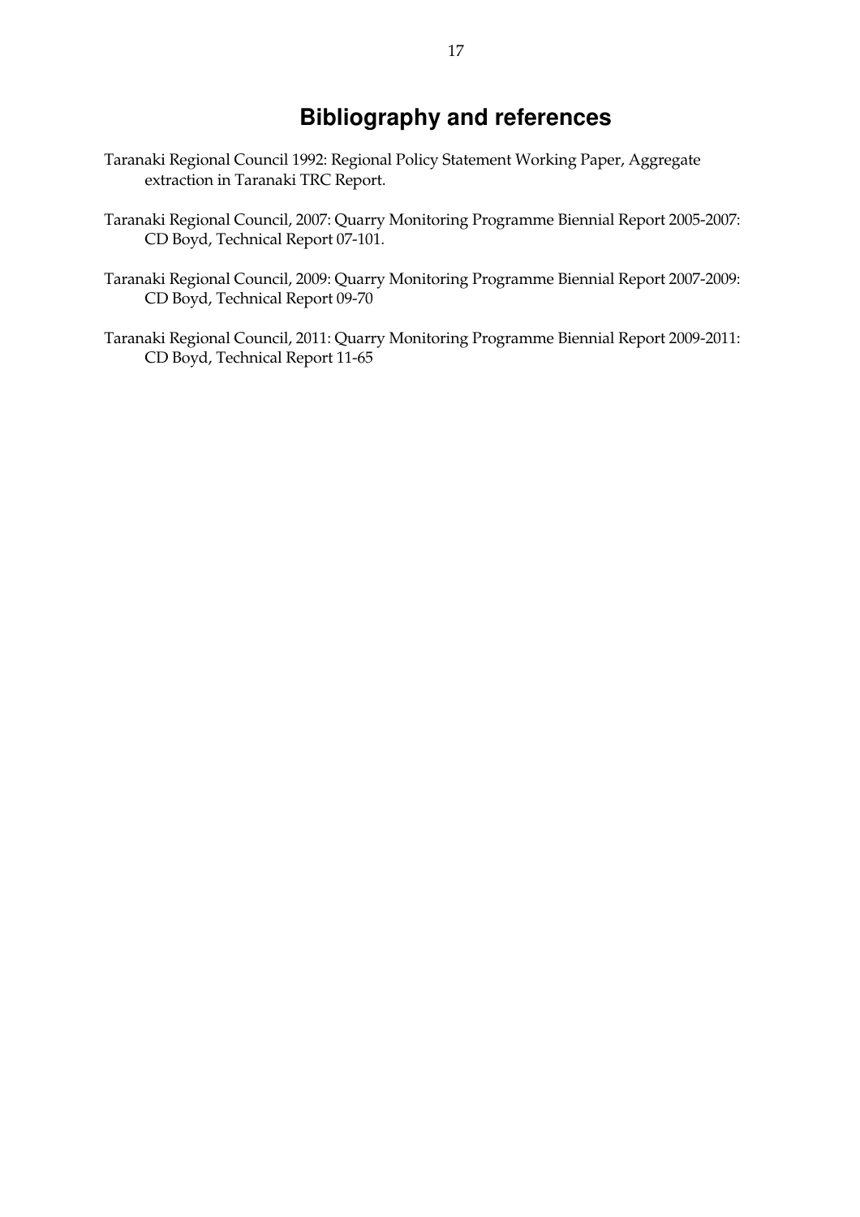# Bibliography and references

Taranaki Regional Council 1992: Regional Policy Statement Working Paper, Aggregate extraction in Taranaki TRC Report.

Taranaki Regional Council, 2007: Quarry Monitoring Programme Biennial Report 2005-2007: CD Boyd, Technical Report 07-101.

Taranaki Regional Council, 2009: Quarry Monitoring Programme Biennial Report 2007-2009: CD Boyd, Technical Report 09-70

Taranaki Regional Council, 2011: Quarry Monitoring Programme Biennial Report 2009-2011: CD Boyd, Technical Report 11-65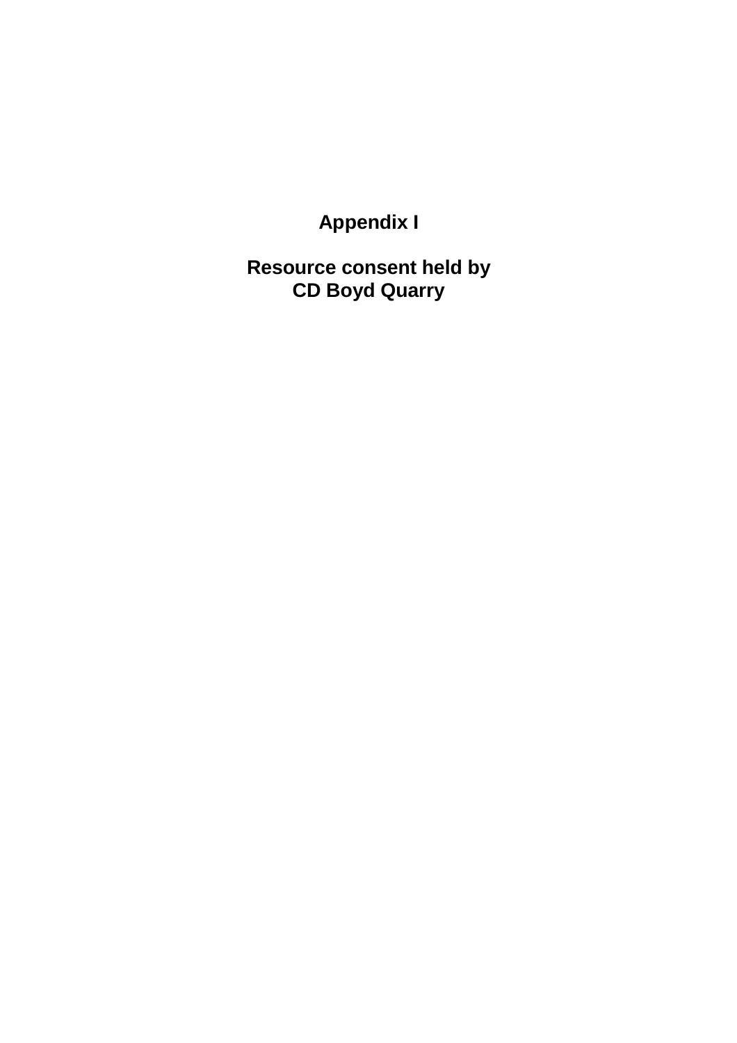# Appendix I

## Resource consent held by CD Boyd Quarry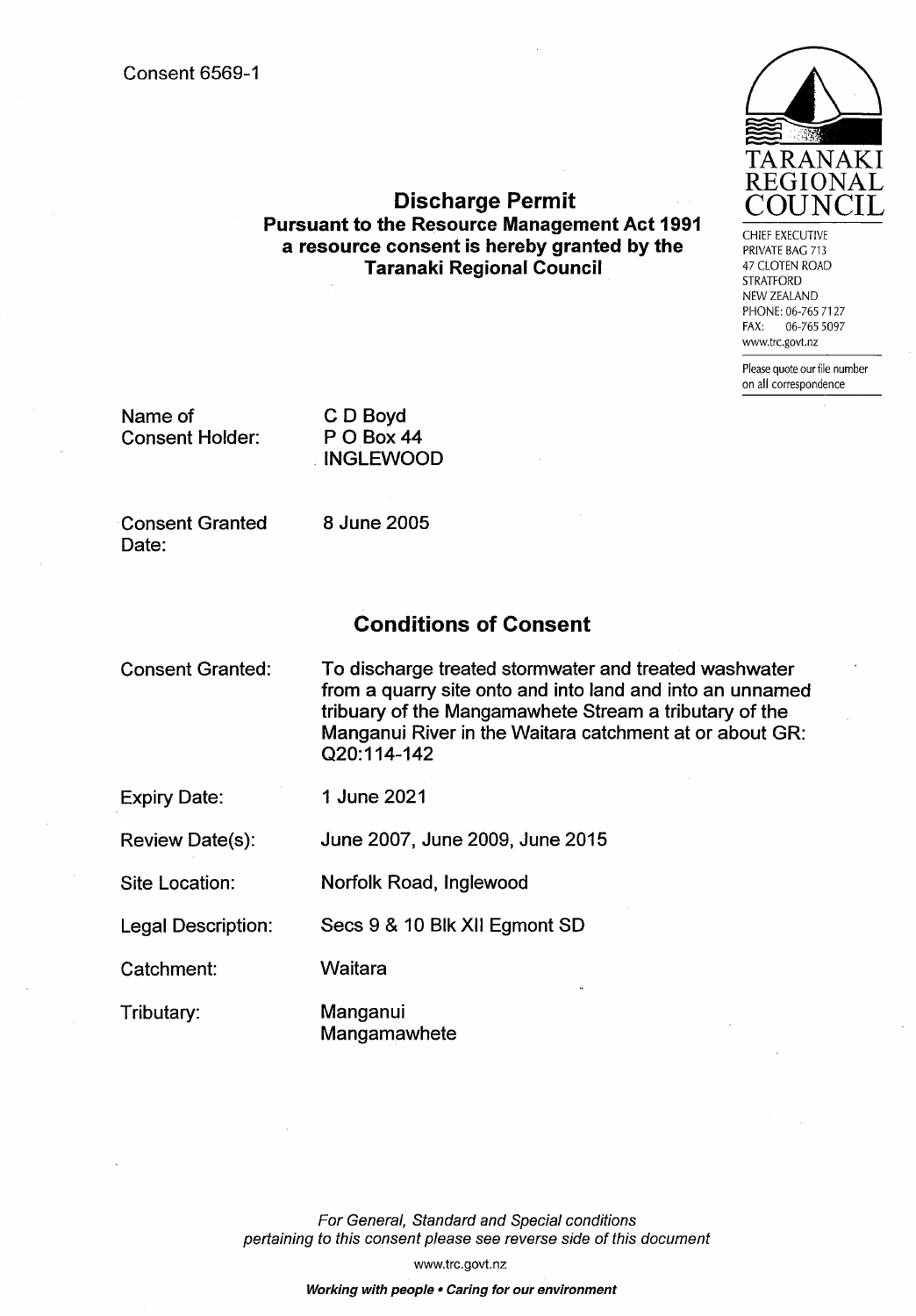Consent 6569-1

TARANAKI REGIONAL COUNCIL

CHIEF EXECUTIVE
PRIVATE BAG 713
47 CLOTEN ROAD
STRATFORD
NEW ZEALAND
PHONE: 06-765 7127
FAX: 06-765 5097
www.trc.govt.nz

Please quote our file number on all correspondence

## Discharge Permit

**Pursuant to the Resource Management Act 1991 a resource consent is hereby granted by the Taranaki Regional Council**

| | |
|---|---|
| Name of Consent Holder: | C D Boyd<br>P O Box 44<br>INGLEWOOD |
| Consent Granted Date: | 8 June 2005 |

## Conditions of Consent

| | |
|---|---|
| Consent Granted: | To discharge treated stormwater and treated washwater from a quarry site onto and into land and into an unnamed tribuary of the Mangamawhete Stream a tributary of the Manganui River in the Waitara catchment at or about GR: Q20:114-142 |
| Expiry Date: | 1 June 2021 |
| Review Date(s): | June 2007, June 2009, June 2015 |
| Site Location: | Norfolk Road, Inglewood |
| Legal Description: | Secs 9 & 10 Blk XII Egmont SD |
| Catchment: | Waitara |
| Tributary: | Manganui<br>Mangamawhete |

*For General, Standard and Special conditions pertaining to this consent please see reverse side of this document*

www.trc.govt.nz

***Working with people • Caring for our environment***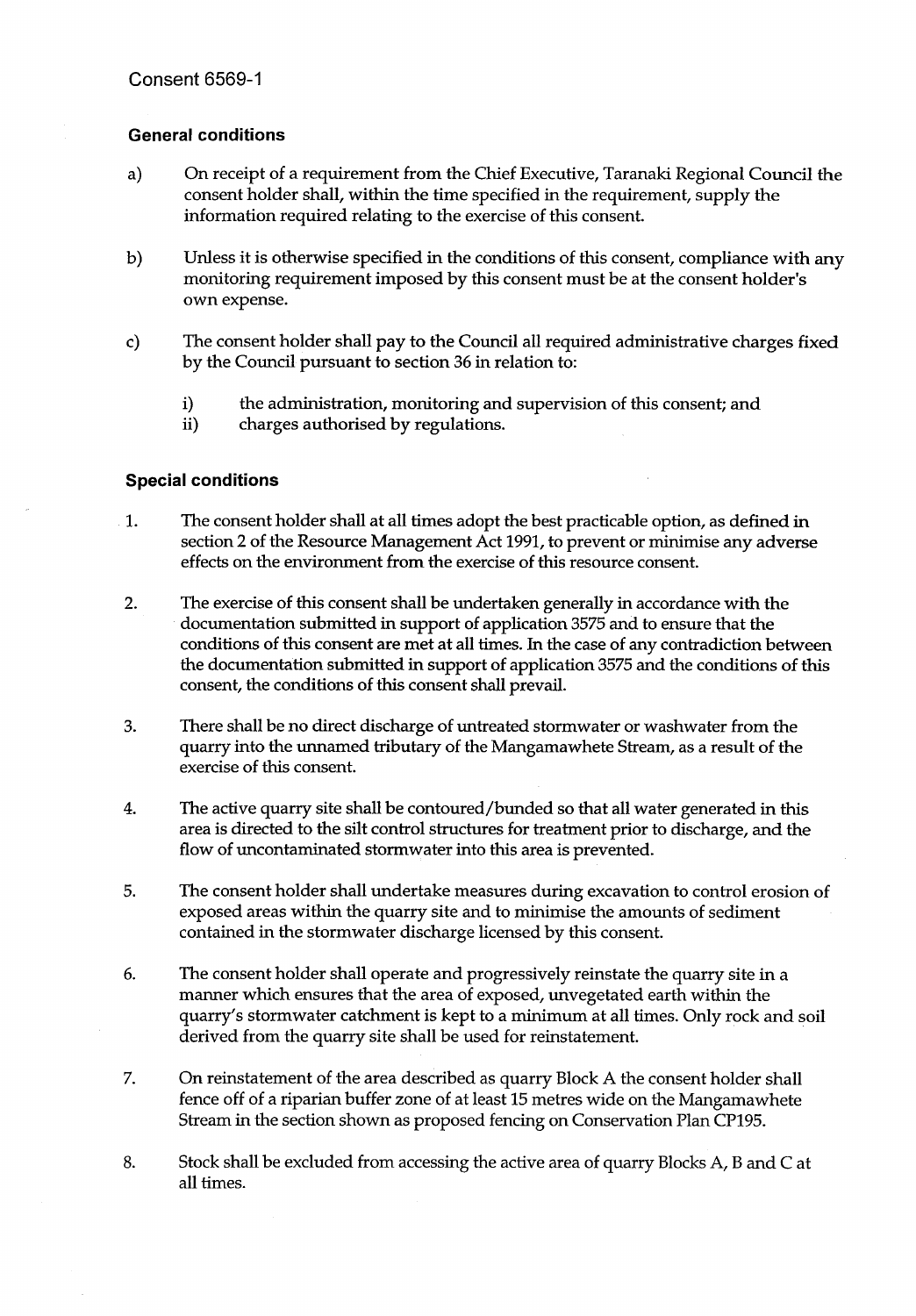Consent 6569-1

### General conditions

a) On receipt of a requirement from the Chief Executive, Taranaki Regional Council the consent holder shall, within the time specified in the requirement, supply the information required relating to the exercise of this consent.

b) Unless it is otherwise specified in the conditions of this consent, compliance with any monitoring requirement imposed by this consent must be at the consent holder's own expense.

c) The consent holder shall pay to the Council all required administrative charges fixed by the Council pursuant to section 36 in relation to:

   i) the administration, monitoring and supervision of this consent; and
   ii) charges authorised by regulations.

### Special conditions

1. The consent holder shall at all times adopt the best practicable option, as defined in section 2 of the Resource Management Act 1991, to prevent or minimise any adverse effects on the environment from the exercise of this resource consent.

2. The exercise of this consent shall be undertaken generally in accordance with the documentation submitted in support of application 3575 and to ensure that the conditions of this consent are met at all times. In the case of any contradiction between the documentation submitted in support of application 3575 and the conditions of this consent, the conditions of this consent shall prevail.

3. There shall be no direct discharge of untreated stormwater or washwater from the quarry into the unnamed tributary of the Mangamawhete Stream, as a result of the exercise of this consent.

4. The active quarry site shall be contoured/bunded so that all water generated in this area is directed to the silt control structures for treatment prior to discharge, and the flow of uncontaminated stormwater into this area is prevented.

5. The consent holder shall undertake measures during excavation to control erosion of exposed areas within the quarry site and to minimise the amounts of sediment contained in the stormwater discharge licensed by this consent.

6. The consent holder shall operate and progressively reinstate the quarry site in a manner which ensures that the area of exposed, unvegetated earth within the quarry's stormwater catchment is kept to a minimum at all times. Only rock and soil derived from the quarry site shall be used for reinstatement.

7. On reinstatement of the area described as quarry Block A the consent holder shall fence off of a riparian buffer zone of at least 15 metres wide on the Mangamawhete Stream in the section shown as proposed fencing on Conservation Plan CP195.

8. Stock shall be excluded from accessing the active area of quarry Blocks A, B and C at all times.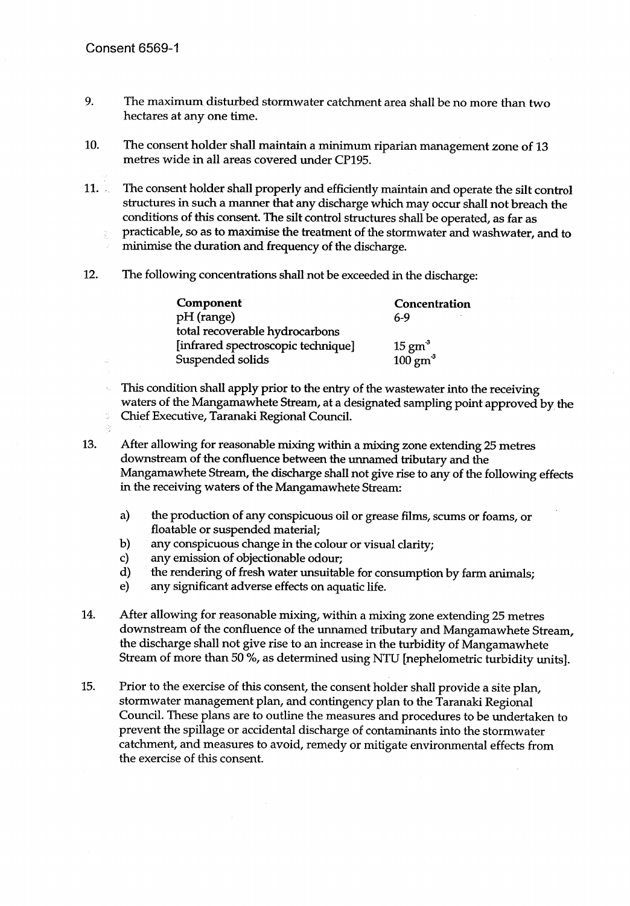Consent 6569-1

9. The maximum disturbed stormwater catchment area shall be no more than two hectares at any one time.

10. The consent holder shall maintain a minimum riparian management zone of 13 metres wide in all areas covered under CP195.

11. The consent holder shall properly and efficiently maintain and operate the silt control structures in such a manner that any discharge which may occur shall not breach the conditions of this consent. The silt control structures shall be operated, as far as practicable, so as to maximise the treatment of the stormwater and washwater, and to minimise the duration and frequency of the discharge.

12. The following concentrations shall not be exceeded in the discharge:

| Component | Concentration |
|---|---|
| pH (range) | 6-9 |
| total recoverable hydrocarbons [infrared spectroscopic technique] | 15 $gm^{-3}$ |
| Suspended solids | 100 $gm^{-3}$ |

This condition shall apply prior to the entry of the wastewater into the receiving waters of the Mangamawhete Stream, at a designated sampling point approved by the Chief Executive, Taranaki Regional Council.

13. After allowing for reasonable mixing within a mixing zone extending 25 metres downstream of the confluence between the unnamed tributary and the Mangamawhete Stream, the discharge shall not give rise to any of the following effects in the receiving waters of the Mangamawhete Stream:

    a) the production of any conspicuous oil or grease films, scums or foams, or floatable or suspended material;
    b) any conspicuous change in the colour or visual clarity;
    c) any emission of objectionable odour;
    d) the rendering of fresh water unsuitable for consumption by farm animals;
    e) any significant adverse effects on aquatic life.

14. After allowing for reasonable mixing, within a mixing zone extending 25 metres downstream of the confluence of the unnamed tributary and Mangamawhete Stream, the discharge shall not give rise to an increase in the turbidity of Mangamawhete Stream of more than 50 %, as determined using NTU [nephelometric turbidity units].

15. Prior to the exercise of this consent, the consent holder shall provide a site plan, stormwater management plan, and contingency plan to the Taranaki Regional Council. These plans are to outline the measures and procedures to be undertaken to prevent the spillage or accidental discharge of contaminants into the stormwater catchment, and measures to avoid, remedy or mitigate environmental effects from the exercise of this consent.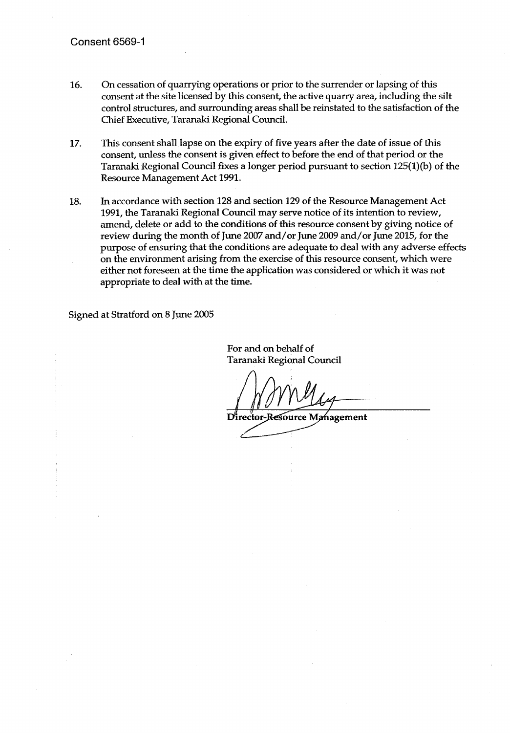Consent 6569-1

16. On cessation of quarrying operations or prior to the surrender or lapsing of this consent at the site licensed by this consent, the active quarry area, including the silt control structures, and surrounding areas shall be reinstated to the satisfaction of the Chief Executive, Taranaki Regional Council.

17. This consent shall lapse on the expiry of five years after the date of issue of this consent, unless the consent is given effect to before the end of that period or the Taranaki Regional Council fixes a longer period pursuant to section 125(1)(b) of the Resource Management Act 1991.

18. In accordance with section 128 and section 129 of the Resource Management Act 1991, the Taranaki Regional Council may serve notice of its intention to review, amend, delete or add to the conditions of this resource consent by giving notice of review during the month of June 2007 and/or June 2009 and/or June 2015, for the purpose of ensuring that the conditions are adequate to deal with any adverse effects on the environment arising from the exercise of this resource consent, which were either not foreseen at the time the application was considered or which it was not appropriate to deal with at the time.

Signed at Stratford on 8 June 2005

For and on behalf of
Taranaki Regional Council

Director-Resource Management